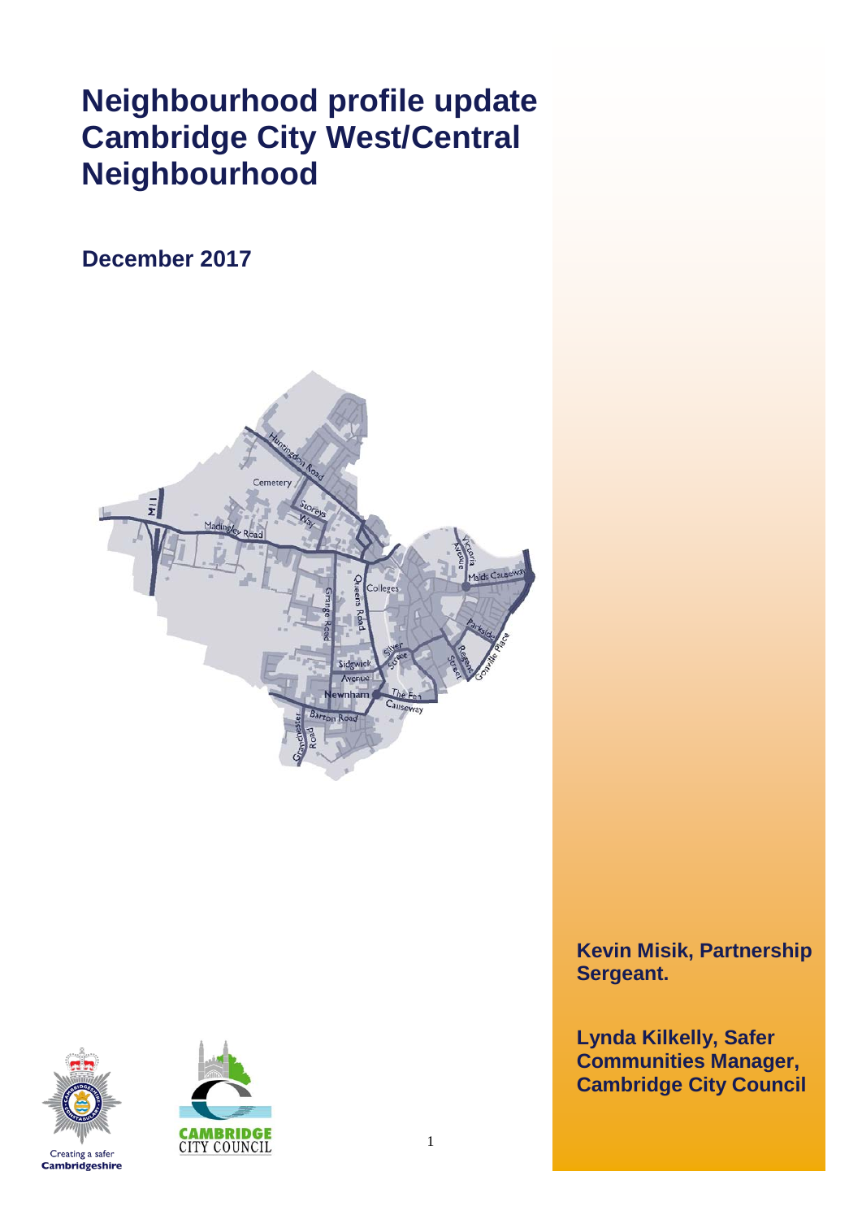# Neighbourhood profile update Cambridge City West/Central Neighbourhood

**December 2017**

**Kevin Misik, Partnership Sergeant.**

**Lynda Kilkelly, Safer Communities Manager, Cambridge City Council**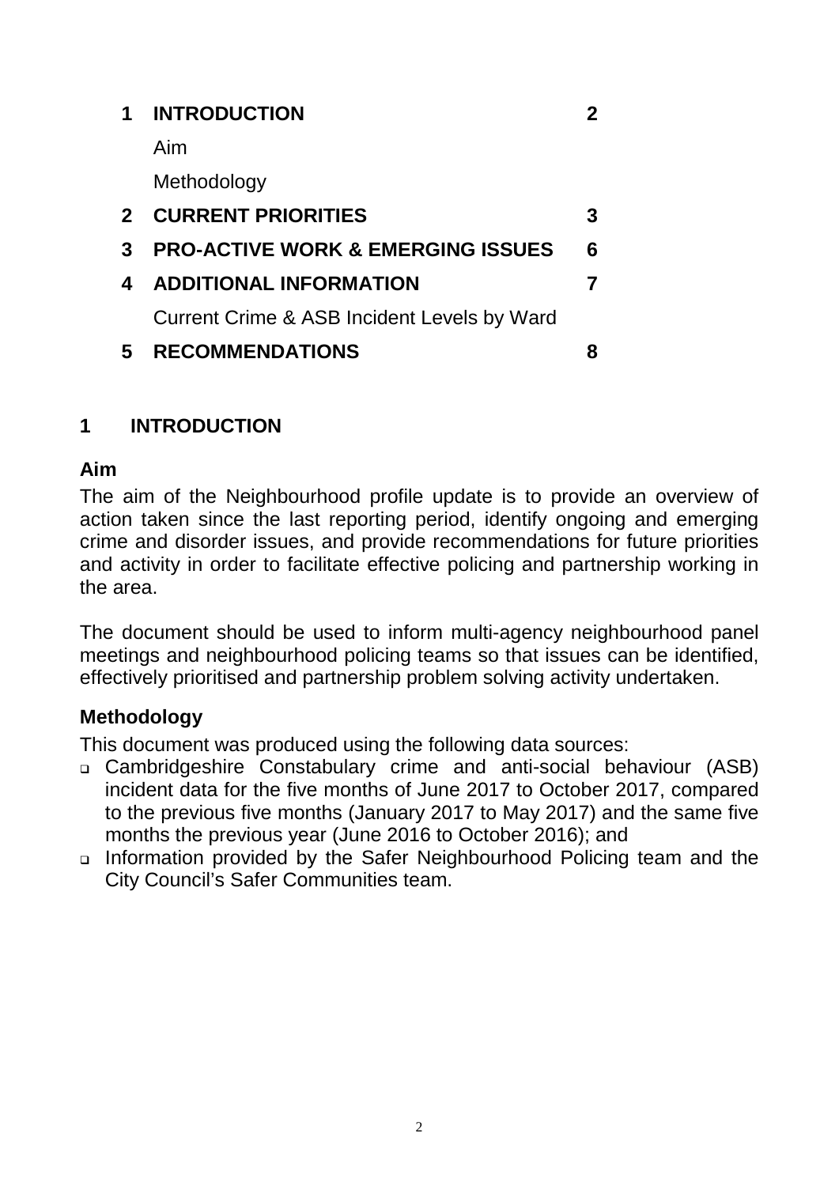| | | |
|---|---|---|
| **1** | **INTRODUCTION** | **2** |
| | Aim | |
| | Methodology | |
| **2** | **CURRENT PRIORITIES** | **3** |
| **3** | **PRO-ACTIVE WORK & EMERGING ISSUES** | **6** |
| **4** | **ADDITIONAL INFORMATION** | **7** |
| | Current Crime & ASB Incident Levels by Ward | |
| **5** | **RECOMMENDATIONS** | **8** |

# 1 INTRODUCTION

## Aim

The aim of the Neighbourhood profile update is to provide an overview of action taken since the last reporting period, identify ongoing and emerging crime and disorder issues, and provide recommendations for future priorities and activity in order to facilitate effective policing and partnership working in the area.

The document should be used to inform multi-agency neighbourhood panel meetings and neighbourhood policing teams so that issues can be identified, effectively prioritised and partnership problem solving activity undertaken.

## Methodology

This document was produced using the following data sources:

- Cambridgeshire Constabulary crime and anti-social behaviour (ASB) incident data for the five months of June 2017 to October 2017, compared to the previous five months (January 2017 to May 2017) and the same five months the previous year (June 2016 to October 2016); and
- Information provided by the Safer Neighbourhood Policing team and the City Council's Safer Communities team.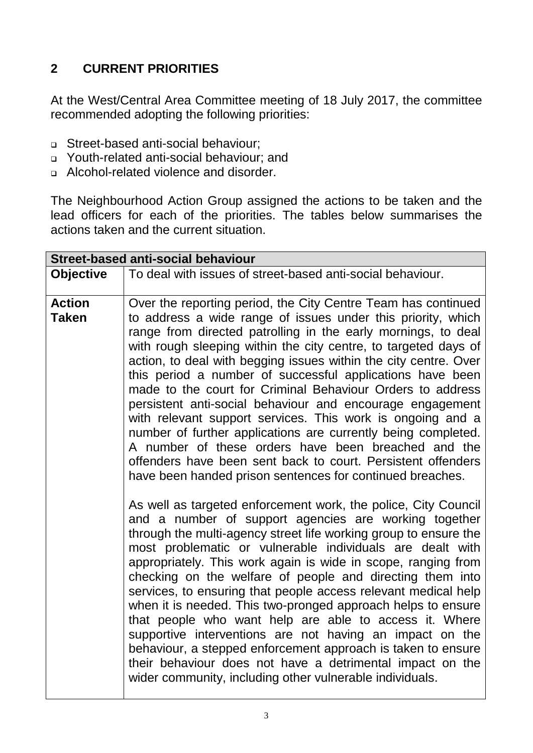## 2 CURRENT PRIORITIES

At the West/Central Area Committee meeting of 18 July 2017, the committee recommended adopting the following priorities:

- Street-based anti-social behaviour;
- Youth-related anti-social behaviour; and
- Alcohol-related violence and disorder.

The Neighbourhood Action Group assigned the actions to be taken and the lead officers for each of the priorities. The tables below summarises the actions taken and the current situation.

| **Street-based anti-social behaviour** | |
|---|---|
| **Objective** | To deal with issues of street-based anti-social behaviour. |
| **Action Taken** | Over the reporting period, the City Centre Team has continued to address a wide range of issues under this priority, which range from directed patrolling in the early mornings, to deal with rough sleeping within the city centre, to targeted days of action, to deal with begging issues within the city centre. Over this period a number of successful applications have been made to the court for Criminal Behaviour Orders to address persistent anti-social behaviour and encourage engagement with relevant support services. This work is ongoing and a number of further applications are currently being completed. A number of these orders have been breached and the offenders have been sent back to court. Persistent offenders have been handed prison sentences for continued breaches.<br><br>As well as targeted enforcement work, the police, City Council and a number of support agencies are working together through the multi-agency street life working group to ensure the most problematic or vulnerable individuals are dealt with appropriately. This work again is wide in scope, ranging from checking on the welfare of people and directing them into services, to ensuring that people access relevant medical help when it is needed. This two-pronged approach helps to ensure that people who want help are able to access it. Where supportive interventions are not having an impact on the behaviour, a stepped enforcement approach is taken to ensure their behaviour does not have a detrimental impact on the wider community, including other vulnerable individuals. |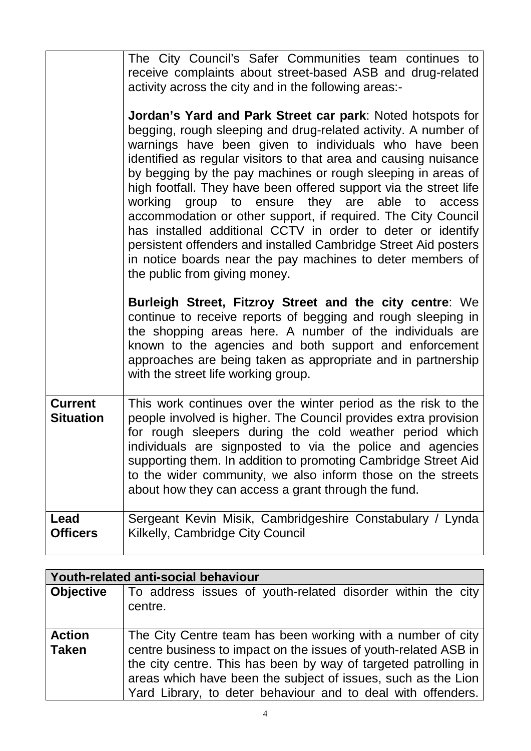| | |
|---|---|
| | The City Council's Safer Communities team continues to receive complaints about street-based ASB and drug-related activity across the city and in the following areas:-<br><br>**Jordan's Yard and Park Street car park**: Noted hotspots for begging, rough sleeping and drug-related activity. A number of warnings have been given to individuals who have been identified as regular visitors to that area and causing nuisance by begging by the pay machines or rough sleeping in areas of high footfall. They have been offered support via the street life working group to ensure they are able to access accommodation or other support, if required. The City Council has installed additional CCTV in order to deter or identify persistent offenders and installed Cambridge Street Aid posters in notice boards near the pay machines to deter members of the public from giving money.<br><br>**Burleigh Street, Fitzroy Street and the city centre**: We continue to receive reports of begging and rough sleeping in the shopping areas here. A number of the individuals are known to the agencies and both support and enforcement approaches are being taken as appropriate and in partnership with the street life working group. |
| **Current Situation** | This work continues over the winter period as the risk to the people involved is higher. The Council provides extra provision for rough sleepers during the cold weather period which individuals are signposted to via the police and agencies supporting them. In addition to promoting Cambridge Street Aid to the wider community, we also inform those on the streets about how they can access a grant through the fund. |
| **Lead Officers** | Sergeant Kevin Misik, Cambridgeshire Constabulary / Lynda Kilkelly, Cambridge City Council |

| **Youth-related anti-social behaviour** | |
|---|---|
| **Objective** | To address issues of youth-related disorder within the city centre. |
| **Action Taken** | The City Centre team has been working with a number of city centre business to impact on the issues of youth-related ASB in the city centre. This has been by way of targeted patrolling in areas which have been the subject of issues, such as the Lion Yard Library, to deter behaviour and to deal with offenders. |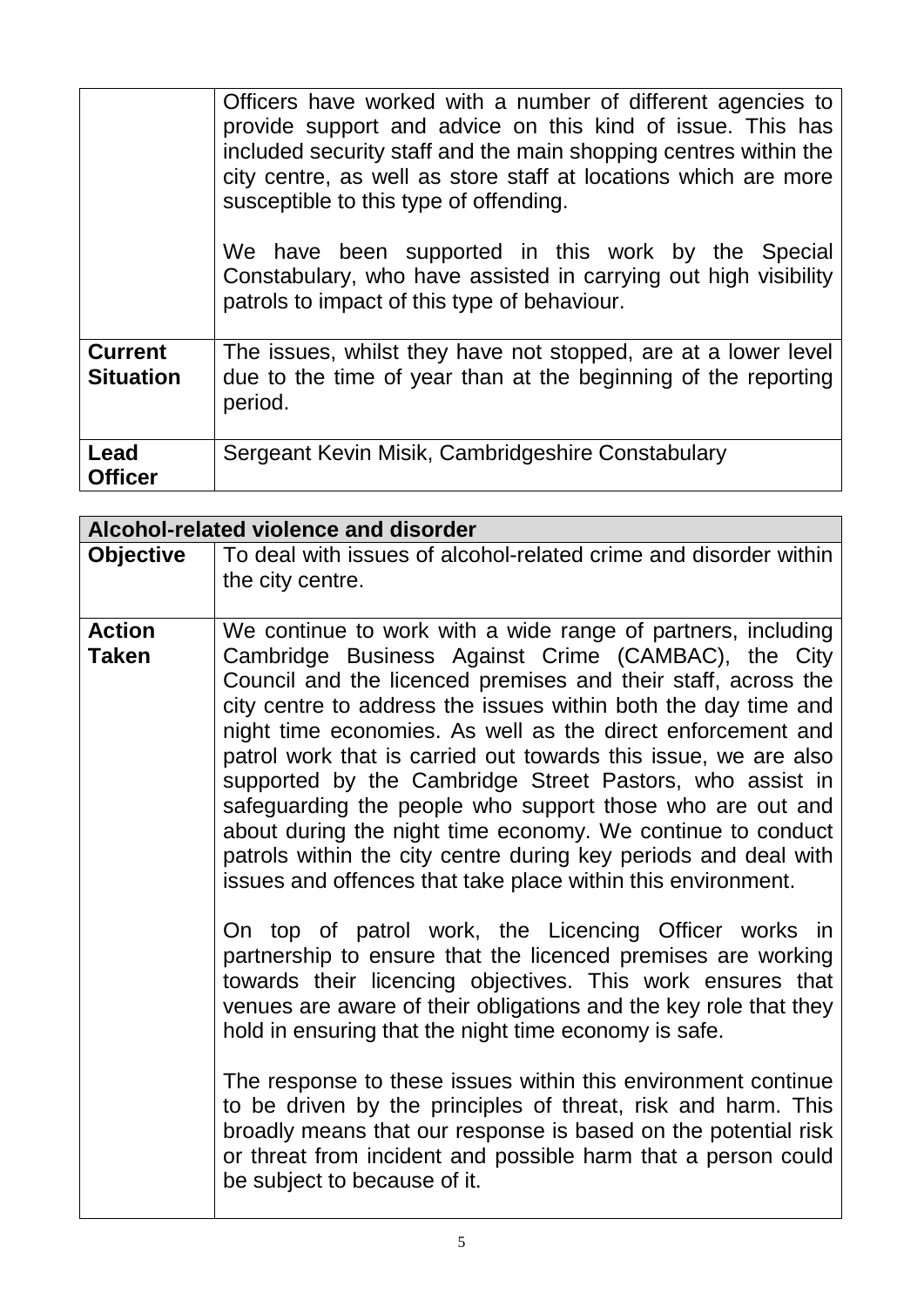| | |
|---|---|
| | Officers have worked with a number of different agencies to provide support and advice on this kind of issue. This has included security staff and the main shopping centres within the city centre, as well as store staff at locations which are more susceptible to this type of offending.<br><br>We have been supported in this work by the Special Constabulary, who have assisted in carrying out high visibility patrols to impact of this type of behaviour. |
| **Current Situation** | The issues, whilst they have not stopped, are at a lower level due to the time of year than at the beginning of the reporting period. |
| **Lead Officer** | Sergeant Kevin Misik, Cambridgeshire Constabulary |

| **Alcohol-related violence and disorder** | |
|---|---|
| **Objective** | To deal with issues of alcohol-related crime and disorder within the city centre. |
| **Action Taken** | We continue to work with a wide range of partners, including Cambridge Business Against Crime (CAMBAC), the City Council and the licenced premises and their staff, across the city centre to address the issues within both the day time and night time economies. As well as the direct enforcement and patrol work that is carried out towards this issue, we are also supported by the Cambridge Street Pastors, who assist in safeguarding the people who support those who are out and about during the night time economy. We continue to conduct patrols within the city centre during key periods and deal with issues and offences that take place within this environment.<br><br>On top of patrol work, the Licencing Officer works in partnership to ensure that the licenced premises are working towards their licencing objectives. This work ensures that venues are aware of their obligations and the key role that they hold in ensuring that the night time economy is safe.<br><br>The response to these issues within this environment continue to be driven by the principles of threat, risk and harm. This broadly means that our response is based on the potential risk or threat from incident and possible harm that a person could be subject to because of it. |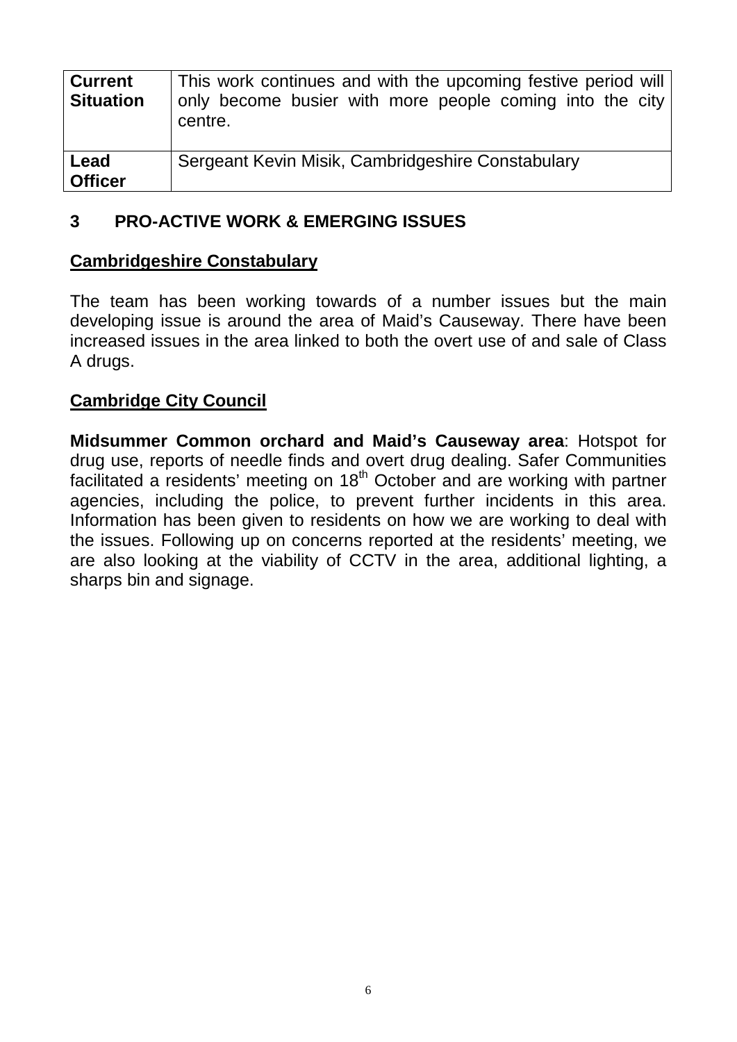| **Current Situation** | This work continues and with the upcoming festive period will only become busier with more people coming into the city centre. |
|---|---|
| **Lead Officer** | Sergeant Kevin Misik, Cambridgeshire Constabulary |

## 3 PRO-ACTIVE WORK & EMERGING ISSUES

**Cambridgeshire Constabulary**

The team has been working towards of a number issues but the main developing issue is around the area of Maid's Causeway. There have been increased issues in the area linked to both the overt use of and sale of Class A drugs.

**Cambridge City Council**

**Midsummer Common orchard and Maid's Causeway area**: Hotspot for drug use, reports of needle finds and overt drug dealing. Safer Communities facilitated a residents' meeting on 18th October and are working with partner agencies, including the police, to prevent further incidents in this area. Information has been given to residents on how we are working to deal with the issues. Following up on concerns reported at the residents' meeting, we are also looking at the viability of CCTV in the area, additional lighting, a sharps bin and signage.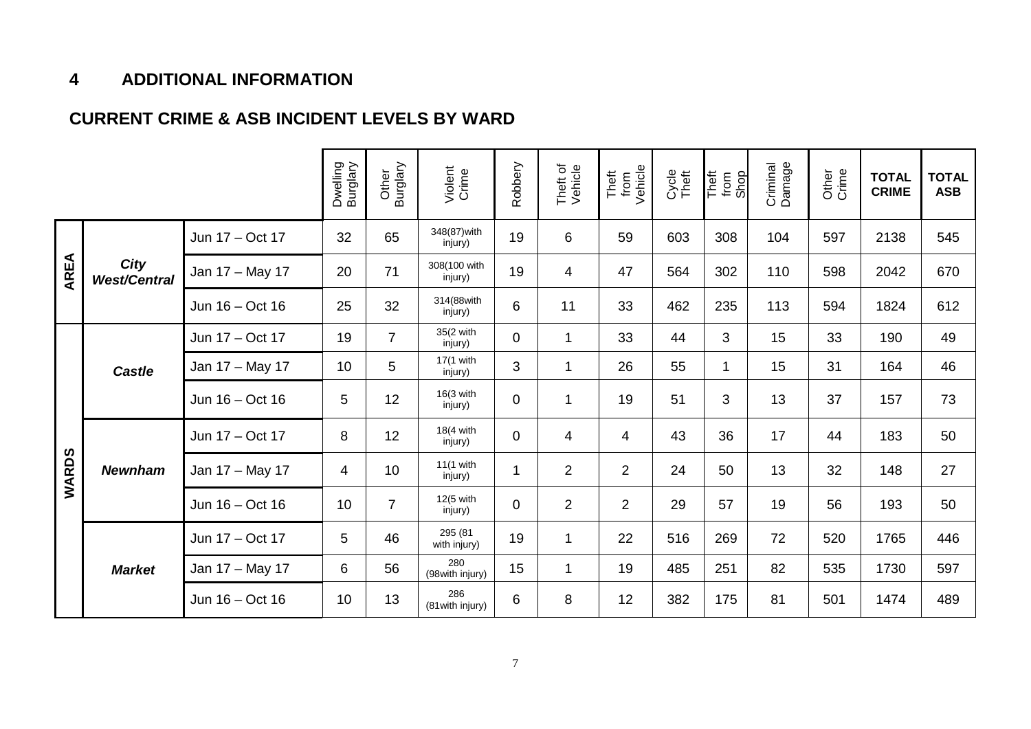## 4 ADDITIONAL INFORMATION

### CURRENT CRIME & ASB INCIDENT LEVELS BY WARD

| | | | Dwelling Burglary | Other Burglary | Violent Crime | Robbery | Theft of Vehicle | Theft from Vehicle | Cycle Theft | Theft from Shop | Criminal Damage | Other Crime | **TOTAL CRIME** | **TOTAL ASB** |
|---|---|---|---|---|---|---|---|---|---|---|---|---|---|---|
| **AREA** | ***City West/Central*** | Jun 17 – Oct 17 | 32 | 65 | 348(87)with injury) | 19 | 6 | 59 | 603 | 308 | 104 | 597 | 2138 | 545 |
| | | Jan 17 – May 17 | 20 | 71 | 308(100 with injury) | 19 | 4 | 47 | 564 | 302 | 110 | 598 | 2042 | 670 |
| | | Jun 16 – Oct 16 | 25 | 32 | 314(88with injury) | 6 | 11 | 33 | 462 | 235 | 113 | 594 | 1824 | 612 |
| **WARDS** | ***Castle*** | Jun 17 – Oct 17 | 19 | 7 | 35(2 with injury) | 0 | 1 | 33 | 44 | 3 | 15 | 33 | 190 | 49 |
| | | Jan 17 – May 17 | 10 | 5 | 17(1 with injury) | 3 | 1 | 26 | 55 | 1 | 15 | 31 | 164 | 46 |
| | | Jun 16 – Oct 16 | 5 | 12 | 16(3 with injury) | 0 | 1 | 19 | 51 | 3 | 13 | 37 | 157 | 73 |
| | ***Newnham*** | Jun 17 – Oct 17 | 8 | 12 | 18(4 with injury) | 0 | 4 | 4 | 43 | 36 | 17 | 44 | 183 | 50 |
| | | Jan 17 – May 17 | 4 | 10 | 11(1 with injury) | 1 | 2 | 2 | 24 | 50 | 13 | 32 | 148 | 27 |
| | | Jun 16 – Oct 16 | 10 | 7 | 12(5 with injury) | 0 | 2 | 2 | 29 | 57 | 19 | 56 | 193 | 50 |
| | ***Market*** | Jun 17 – Oct 17 | 5 | 46 | 295 (81 with injury) | 19 | 1 | 22 | 516 | 269 | 72 | 520 | 1765 | 446 |
| | | Jan 17 – May 17 | 6 | 56 | 280 (98with injury) | 15 | 1 | 19 | 485 | 251 | 82 | 535 | 1730 | 597 |
| | | Jun 16 – Oct 16 | 10 | 13 | 286 (81with injury) | 6 | 8 | 12 | 382 | 175 | 81 | 501 | 1474 | 489 |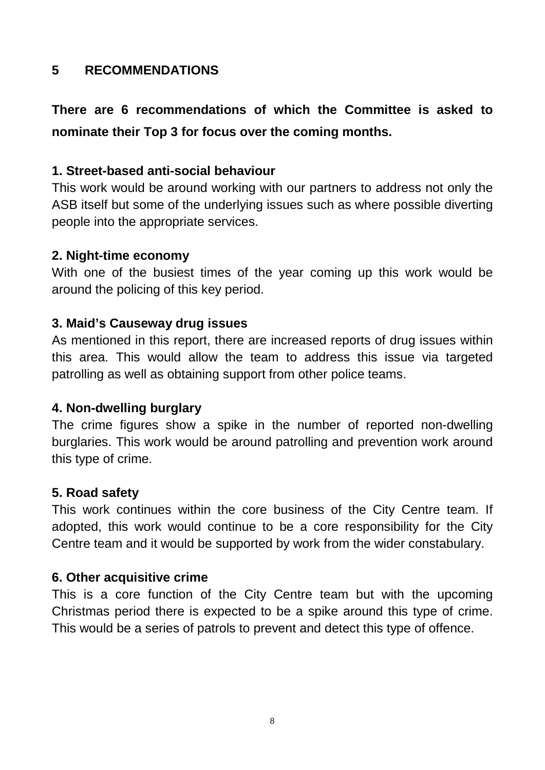## 5 RECOMMENDATIONS

**There are 6 recommendations of which the Committee is asked to nominate their Top 3 for focus over the coming months.**

**1. Street-based anti-social behaviour**

This work would be around working with our partners to address not only the ASB itself but some of the underlying issues such as where possible diverting people into the appropriate services.

**2. Night-time economy**

With one of the busiest times of the year coming up this work would be around the policing of this key period.

**3. Maid's Causeway drug issues**

As mentioned in this report, there are increased reports of drug issues within this area. This would allow the team to address this issue via targeted patrolling as well as obtaining support from other police teams.

**4. Non-dwelling burglary**

The crime figures show a spike in the number of reported non-dwelling burglaries. This work would be around patrolling and prevention work around this type of crime.

**5. Road safety**

This work continues within the core business of the City Centre team. If adopted, this work would continue to be a core responsibility for the City Centre team and it would be supported by work from the wider constabulary.

**6. Other acquisitive crime**

This is a core function of the City Centre team but with the upcoming Christmas period there is expected to be a spike around this type of crime. This would be a series of patrols to prevent and detect this type of offence.